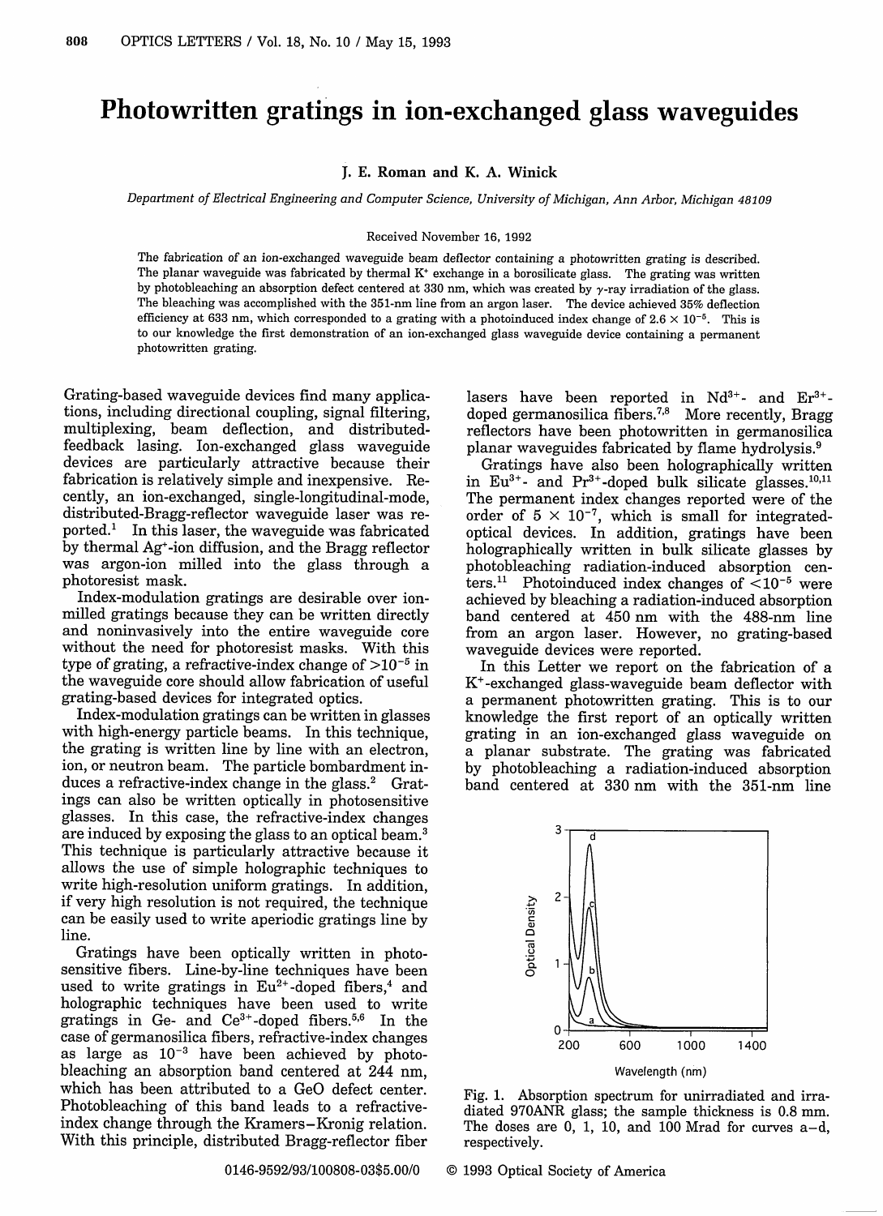// Photowritten gratings in ion-exchanged glass waveguides

J. E. Roman and K. A. Winick

*Department of Electrical Engineering and Computer Science, University of Michigan, Ann Arbor, Michigan 48109*

Received November 16, 1992

The fabrication of an ion-exchanged waveguide beam deflector containing a photowritten grating is described. The planar waveguide was fabricated by thermal $K^+$ exchange in a borosilicate glass. The grating was written by photobleaching an absorption defect centered at 330 nm, which was created by $\gamma$-ray irradiation of the glass. The bleaching was accomplished with the 351-nm line from an argon laser. The device achieved 35% deflection efficiency at 633 nm, which corresponded to a grating with a photoinduced index change of $2.6 \times 10^{-5}$. This is to our knowledge the first demonstration of an ion-exchanged glass waveguide device containing a permanent photowritten grating.

Grating-based waveguide devices find many applications, including directional coupling, signal filtering, multiplexing, beam deflection, and distributed-feedback lasing. Ion-exchanged glass waveguide devices are particularly attractive because their fabrication is relatively simple and inexpensive. Recently, an ion-exchanged, single-longitudinal-mode, distributed-Bragg-reflector waveguide laser was reported.[1] In this laser, the waveguide was fabricated by thermal $Ag^+$-ion diffusion, and the Bragg reflector was argon-ion milled into the glass through a photoresist mask.

Index-modulation gratings are desirable over ion-milled gratings because they can be written directly and noninvasively into the entire waveguide core without the need for photoresist masks. With this type of grating, a refractive-index change of $>10^{-5}$ in the waveguide core should allow fabrication of useful grating-based devices for integrated optics.

Index-modulation gratings can be written in glasses with high-energy particle beams. In this technique, the grating is written line by line with an electron, ion, or neutron beam. The particle bombardment induces a refractive-index change in the glass.[2] Gratings can also be written optically in photosensitive glasses. In this case, the refractive-index changes are induced by exposing the glass to an optical beam.[3] This technique is particularly attractive because it allows the use of simple holographic techniques to write high-resolution uniform gratings. In addition, if very high resolution is not required, the technique can be easily used to write aperiodic gratings line by line.

Gratings have been optically written in photosensitive fibers. Line-by-line techniques have been used to write gratings in $Eu^{2+}$-doped fibers,[4] and holographic techniques have been used to write gratings in Ge- and $Ce^{3+}$-doped fibers.[5,6] In the case of germanosilica fibers, refractive-index changes as large as $10^{-3}$ have been achieved by photobleaching an absorption band centered at 244 nm, which has been attributed to a GeO defect center. Photobleaching of this band leads to a refractive-index change through the Kramers–Kronig relation. With this principle, distributed Bragg-reflector fiber lasers have been reported in $Nd^{3+}$- and $Er^{3+}$-doped germanosilica fibers.[7,8] More recently, Bragg reflectors have been photowritten in germanosilica planar waveguides fabricated by flame hydrolysis.[9]

Gratings have also been holographically written in $Eu^{3+}$- and $Pr^{3+}$-doped bulk silicate glasses.[10,11] The permanent index changes reported were of the order of $5 \times 10^{-7}$, which is small for integrated-optical devices. In addition, gratings have been holographically written in bulk silicate glasses by photobleaching radiation-induced absorption centers.[11] Photoinduced index changes of $<10^{-5}$ were achieved by bleaching a radiation-induced absorption band centered at 450 nm with the 488-nm line from an argon laser. However, no grating-based waveguide devices were reported.

In this Letter we report on the fabrication of a $K^+$-exchanged glass-waveguide beam deflector with a permanent photowritten grating. This is to our knowledge the first report of an optically written grating in an ion-exchanged glass waveguide on a planar substrate. The grating was fabricated by photobleaching a radiation-induced absorption band centered at 330 nm with the 351-nm line

Fig. 1. Absorption spectrum for unirradiated and irradiated 970ANR glass; the sample thickness is 0.8 mm. The doses are 0, 1, 10, and 100 Mrad for curves a–d, respectively.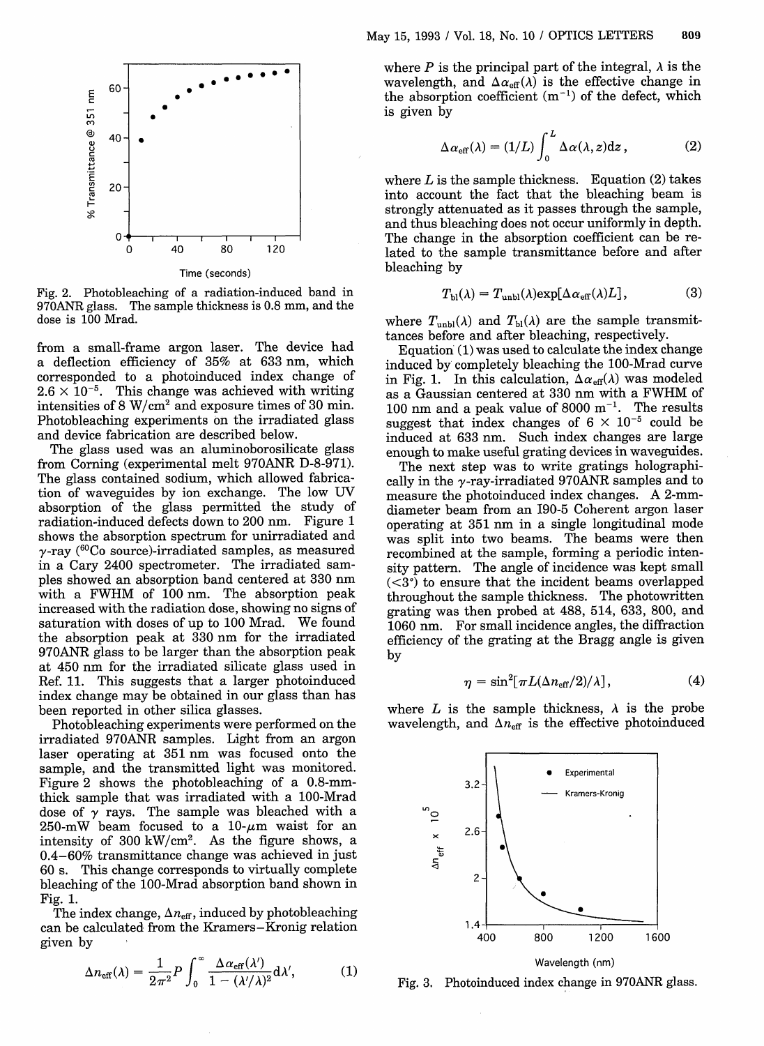Fig. 2. Photobleaching of a radiation-induced band in 970ANR glass. The sample thickness is 0.8 mm, and the dose is 100 Mrad.

from a small-frame argon laser. The device had a deflection efficiency of 35% at 633 nm, which corresponded to a photoinduced index change of $2.6 \times 10^{-5}$. This change was achieved with writing intensities of 8 $W/cm^2$ and exposure times of 30 min. Photobleaching experiments on the irradiated glass and device fabrication are described below.

The glass used was an aluminoborosilicate glass from Corning (experimental melt 970ANR D-8-971). The glass contained sodium, which allowed fabrication of waveguides by ion exchange. The low UV absorption of the glass permitted the study of radiation-induced defects down to 200 nm. Figure 1 shows the absorption spectrum for unirradiated and $\gamma$-ray ($^{60}Co$ source)-irradiated samples, as measured in a Cary 2400 spectrometer. The irradiated samples showed an absorption band centered at 330 nm with a FWHM of 100 nm. The absorption peak increased with the radiation dose, showing no signs of saturation with doses of up to 100 Mrad. We found the absorption peak at 330 nm for the irradiated 970ANR glass to be larger than the absorption peak at 450 nm for the irradiated silicate glass used in Ref. 11. This suggests that a larger photoinduced index change may be obtained in our glass than has been reported in other silica glasses.

Photobleaching experiments were performed on the irradiated 970ANR samples. Light from an argon laser operating at 351 nm was focused onto the sample, and the transmitted light was monitored. Figure 2 shows the photobleaching of a 0.8-mm-thick sample that was irradiated with a 100-Mrad dose of $\gamma$ rays. The sample was bleached with a 250-mW beam focused to a 10-$\mu$m waist for an intensity of 300 $kW/cm^2$. As the figure shows, a 0.4–60% transmittance change was achieved in just 60 s. This change corresponds to virtually complete bleaching of the 100-Mrad absorption band shown in Fig. 1.

The index change, $\Delta n_{eff}$, induced by photobleaching can be calculated from the Kramers–Kronig relation given by

$$\Delta n_{eff}(\lambda) = \frac{1}{2\pi^2} P \int_0^\infty \frac{\Delta \alpha_{eff}(\lambda')}{1 - (\lambda'/\lambda)^2} d\lambda', \tag{1}$$

where $P$ is the principal part of the integral, $\lambda$ is the wavelength, and $\Delta \alpha_{eff}(\lambda)$ is the effective change in the absorption coefficient ($m^{-1}$) of the defect, which is given by

$$\Delta \alpha_{eff}(\lambda) = (1/L) \int_0^L \Delta \alpha(\lambda, z) dz, \tag{2}$$

where $L$ is the sample thickness. Equation (2) takes into account the fact that the bleaching beam is strongly attenuated as it passes through the sample, and thus bleaching does not occur uniformly in depth. The change in the absorption coefficient can be related to the sample transmittance before and after bleaching by

$$T_{bl}(\lambda) = T_{unbl}(\lambda) \exp[\Delta \alpha_{eff}(\lambda) L], \tag{3}$$

where $T_{unbl}(\lambda)$ and $T_{bl}(\lambda)$ are the sample transmittances before and after bleaching, respectively.

Equation (1) was used to calculate the index change induced by completely bleaching the 100-Mrad curve in Fig. 1. In this calculation, $\Delta \alpha_{eff}(\lambda)$ was modeled as a Gaussian centered at 330 nm with a FWHM of 100 nm and a peak value of 8000 $m^{-1}$. The results suggest that index changes of $6 \times 10^{-5}$ could be induced at 633 nm. Such index changes are large enough to make useful grating devices in waveguides.

The next step was to write gratings holographically in the $\gamma$-ray-irradiated 970ANR samples and to measure the photoinduced index changes. A 2-mm-diameter beam from an I90-5 Coherent argon laser operating at 351 nm in a single longitudinal mode was split into two beams. The beams were then recombined at the sample, forming a periodic intensity pattern. The angle of incidence was kept small (<3°) to ensure that the incident beams overlapped throughout the sample thickness. The photowritten grating was then probed at 488, 514, 633, 800, and 1060 nm. For small incidence angles, the diffraction efficiency of the grating at the Bragg angle is given by

$$\eta = \sin^2[\pi L (\Delta n_{eff}/2)/\lambda], \tag{4}$$

where $L$ is the sample thickness, $\lambda$ is the probe wavelength, and $\Delta n_{eff}$ is the effective photoinduced

Fig. 3. Photoinduced index change in 970ANR glass.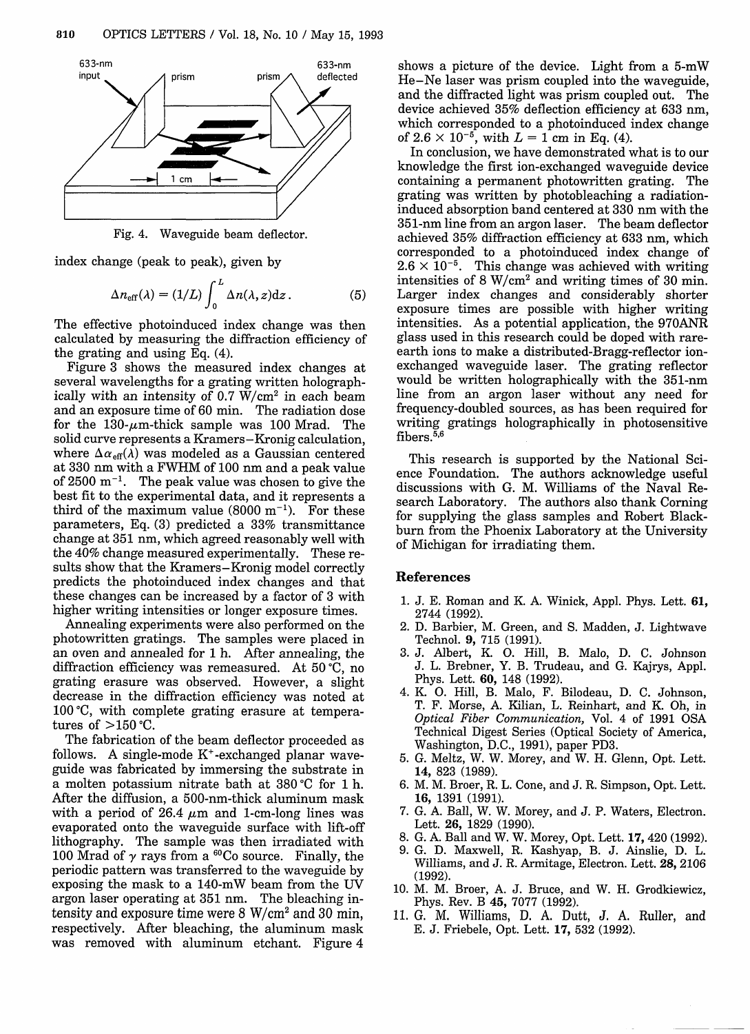633-nm input

prism

prism

633-nm deflected

1 cm

Fig. 4. Waveguide beam deflector.

index change (peak to peak), given by

$$\Delta n_{\mathrm{eff}}(\lambda) = (1/L) \int_0^L \Delta n(\lambda, z) \mathrm{d}z\,. \tag{5}$$

The effective photoinduced index change was then calculated by measuring the diffraction efficiency of the grating and using Eq. (4).

Figure 3 shows the measured index changes at several wavelengths for a grating written holographically with an intensity of 0.7 W/cm$^2$ in each beam and an exposure time of 60 min. The radiation dose for the 130-$\mu$m-thick sample was 100 Mrad. The solid curve represents a Kramers–Kronig calculation, where $\Delta\alpha_{\mathrm{eff}}(\lambda)$ was modeled as a Gaussian centered at 330 nm with a FWHM of 100 nm and a peak value of 2500 m$^{-1}$. The peak value was chosen to give the best fit to the experimental data, and it represents a third of the maximum value (8000 m$^{-1}$). For these parameters, Eq. (3) predicted a 33% transmittance change at 351 nm, which agreed reasonably well with the 40% change measured experimentally. These results show that the Kramers–Kronig model correctly predicts the photoinduced index changes and that these changes can be increased by a factor of 3 with higher writing intensities or longer exposure times.

Annealing experiments were also performed on the photowritten gratings. The samples were placed in an oven and annealed for 1 h. After annealing, the diffraction efficiency was remeasured. At 50 °C, no grating erasure was observed. However, a slight decrease in the diffraction efficiency was noted at 100 °C, with complete grating erasure at temperatures of >150 °C.

The fabrication of the beam deflector proceeded as follows. A single-mode $K^+$-exchanged planar waveguide was fabricated by immersing the substrate in a molten potassium nitrate bath at 380 °C for 1 h. After the diffusion, a 500-nm-thick aluminum mask with a period of 26.4 $\mu$m and 1-cm-long lines was evaporated onto the waveguide surface with lift-off lithography. The sample was then irradiated with 100 Mrad of $\gamma$ rays from a $^{60}$Co source. Finally, the periodic pattern was transferred to the waveguide by exposing the mask to a 140-mW beam from the UV argon laser operating at 351 nm. The bleaching intensity and exposure time were 8 W/cm$^2$ and 30 min, respectively. After bleaching, the aluminum mask was removed with aluminum etchant. Figure 4 shows a picture of the device. Light from a 5-mW He–Ne laser was prism coupled into the waveguide, and the diffracted light was prism coupled out. The device achieved 35% deflection efficiency at 633 nm, which corresponded to a photoinduced index change of $2.6 \times 10^{-5}$, with $L = 1$ cm in Eq. (4).

In conclusion, we have demonstrated what is to our knowledge the first ion-exchanged waveguide device containing a permanent photowritten grating. The grating was written by photobleaching a radiation-induced absorption band centered at 330 nm with the 351-nm line from an argon laser. The beam deflector achieved 35% diffraction efficiency at 633 nm, which corresponded to a photoinduced index change of $2.6 \times 10^{-5}$. This change was achieved with writing intensities of 8 W/cm$^2$ and writing times of 30 min. Larger index changes and considerably shorter exposure times are possible with higher writing intensities. As a potential application, the 970ANR glass used in this research could be doped with rare-earth ions to make a distributed-Bragg-reflector ion-exchanged waveguide laser. The grating reflector would be written holographically with the 351-nm line from an argon laser without any need for frequency-doubled sources, as has been required for writing gratings holographically in photosensitive fibers.[5,6]

This research is supported by the National Science Foundation. The authors acknowledge useful discussions with G. M. Williams of the Naval Research Laboratory. The authors also thank Corning for supplying the glass samples and Robert Blackburn from the Phoenix Laboratory at the University of Michigan for irradiating them.

## References

1. J. E. Roman and K. A. Winick, Appl. Phys. Lett. **61**, 2744 (1992).
2. D. Barbier, M. Green, and S. Madden, J. Lightwave Technol. **9**, 715 (1991).
3. J. Albert, K. O. Hill, B. Malo, D. C. Johnson J. L. Brebner, Y. B. Trudeau, and G. Kajrys, Appl. Phys. Lett. **60**, 148 (1992).
4. K. O. Hill, B. Malo, F. Bilodeau, D. C. Johnson, T. F. Morse, A. Kilian, L. Reinhart, and K. Oh, in *Optical Fiber Communication*, Vol. 4 of 1991 OSA Technical Digest Series (Optical Society of America, Washington, D.C., 1991), paper PD3.
5. G. Meltz, W. W. Morey, and W. H. Glenn, Opt. Lett. **14**, 823 (1989).
6. M. M. Broer, R. L. Cone, and J. R. Simpson, Opt. Lett. **16**, 1391 (1991).
7. G. A. Ball, W. W. Morey, and J. P. Waters, Electron. Lett. **26**, 1829 (1990).
8. G. A. Ball and W. W. Morey, Opt. Lett. **17**, 420 (1992).
9. G. D. Maxwell, R. Kashyap, B. J. Ainslie, D. L. Williams, and J. R. Armitage, Electron. Lett. **28**, 2106 (1992).
10. M. M. Broer, A. J. Bruce, and W. H. Grodkiewicz, Phys. Rev. B **45**, 7077 (1992).
11. G. M. Williams, D. A. Dutt, J. A. Ruller, and E. J. Friebele, Opt. Lett. **17**, 532 (1992).